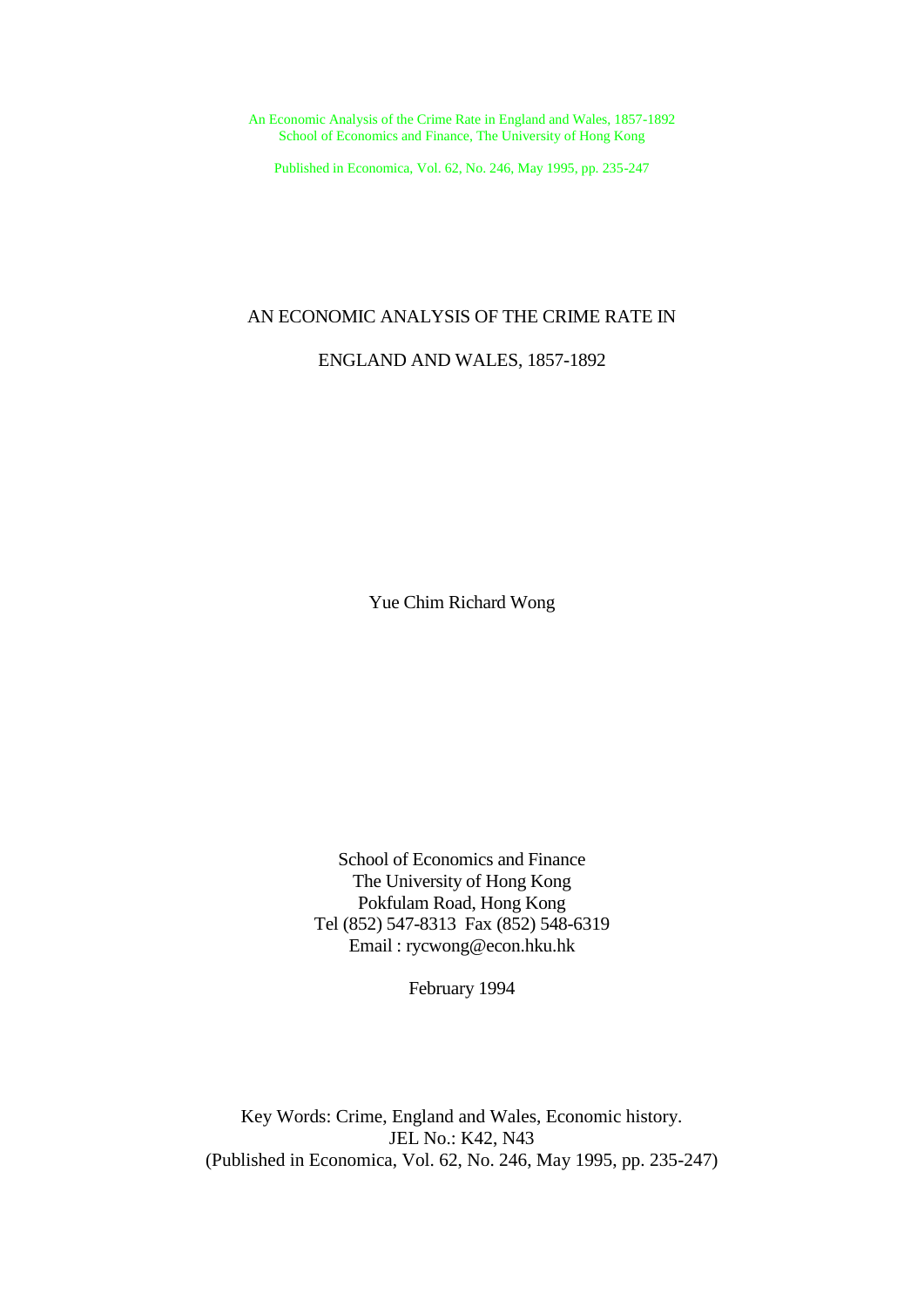An Economic Analysis of the Crime Rate in England and Wales, 1857-1892
School of Economics and Finance, The University of Hong Kong

Published in Economica, Vol. 62, No. 246, May 1995, pp. 235-247

# AN ECONOMIC ANALYSIS OF THE CRIME RATE IN ENGLAND AND WALES, 1857-1892

Yue Chim Richard Wong

School of Economics and Finance
The University of Hong Kong
Pokfulam Road, Hong Kong
Tel (852) 547-8313 Fax (852) 548-6319
Email : rycwong@econ.hku.hk

February 1994

Key Words: Crime, England and Wales, Economic history.
JEL No.: K42, N43
(Published in Economica, Vol. 62, No. 246, May 1995, pp. 235-247)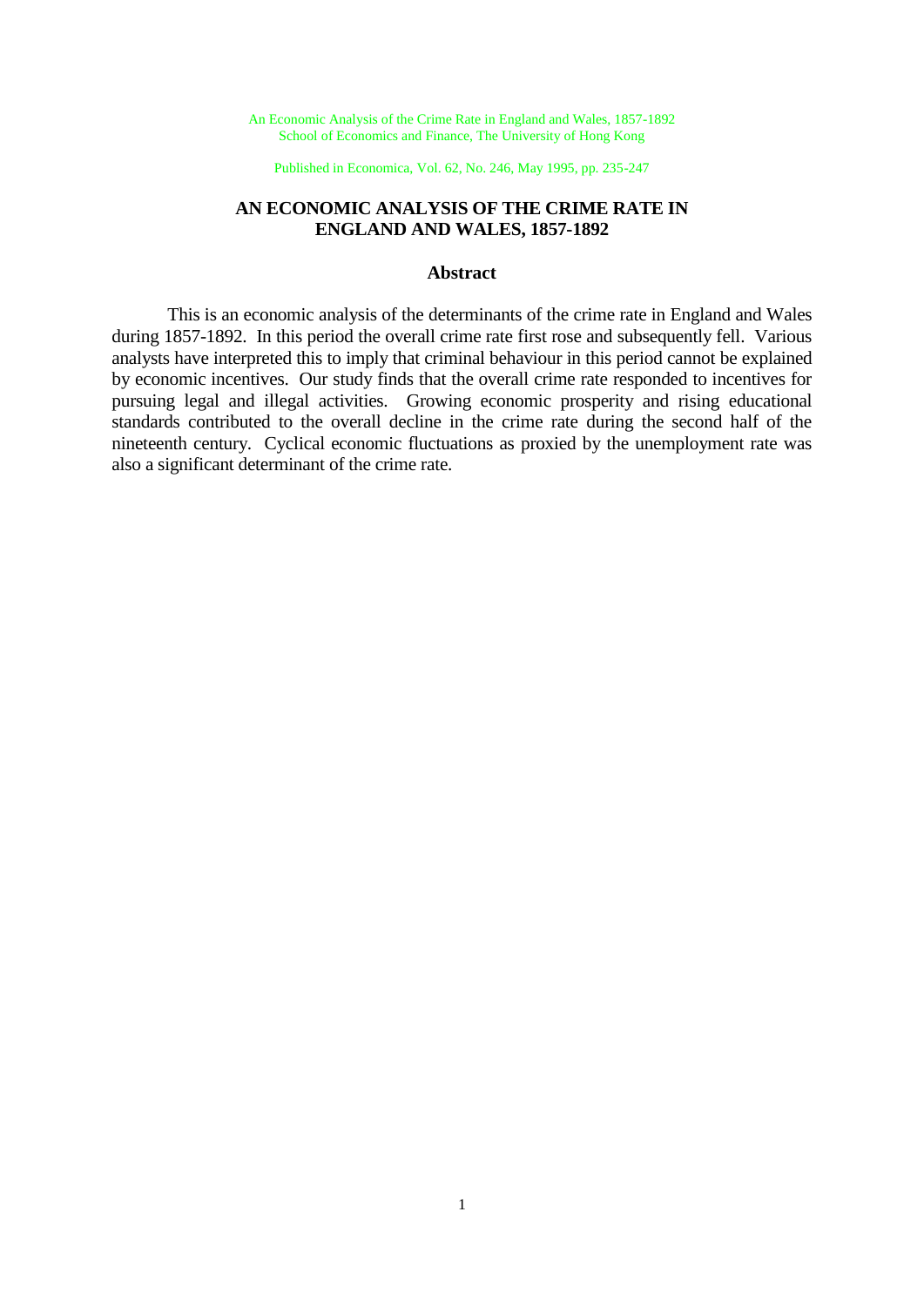# AN ECONOMIC ANALYSIS OF THE CRIME RATE IN ENGLAND AND WALES, 1857-1892

## Abstract

This is an economic analysis of the determinants of the crime rate in England and Wales during 1857-1892. In this period the overall crime rate first rose and subsequently fell. Various analysts have interpreted this to imply that criminal behaviour in this period cannot be explained by economic incentives. Our study finds that the overall crime rate responded to incentives for pursuing legal and illegal activities. Growing economic prosperity and rising educational standards contributed to the overall decline in the crime rate during the second half of the nineteenth century. Cyclical economic fluctuations as proxied by the unemployment rate was also a significant determinant of the crime rate.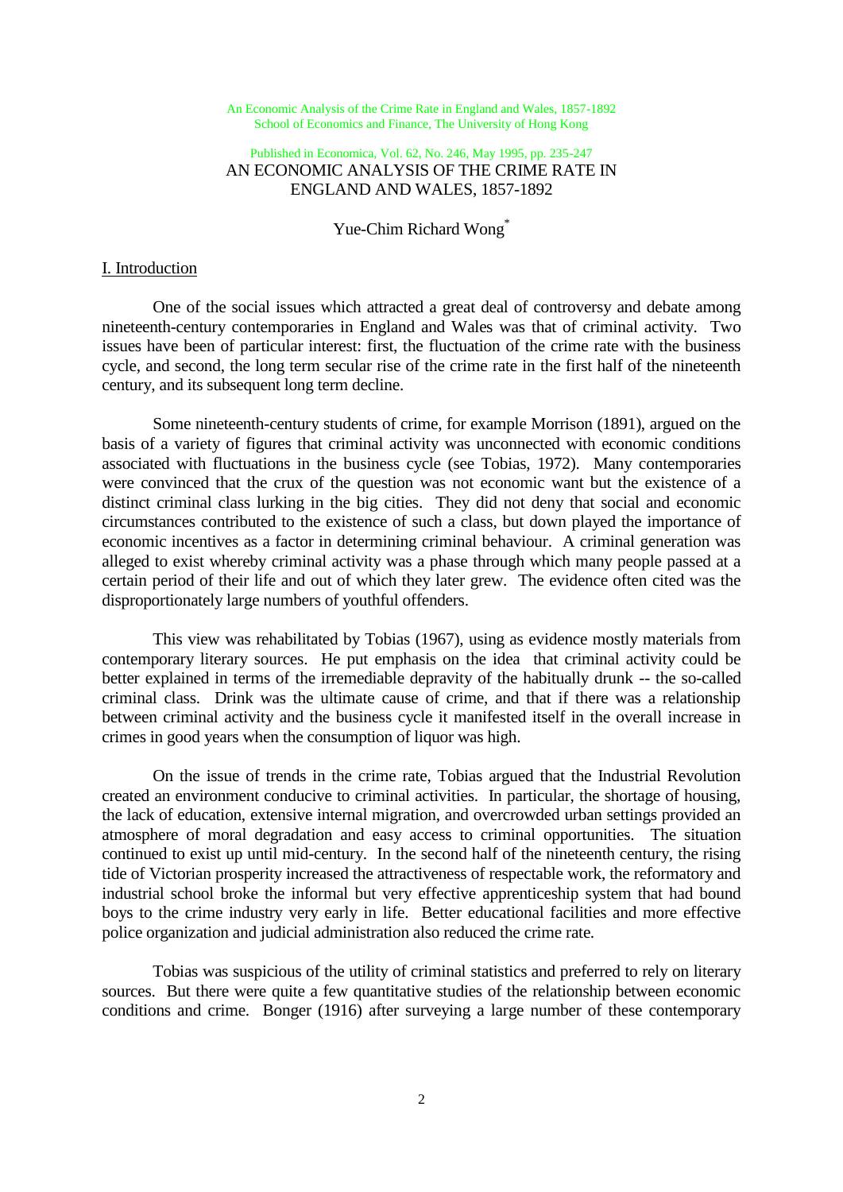Published in Economica, Vol. 62, No. 246, May 1995, pp. 235-247

# AN ECONOMIC ANALYSIS OF THE CRIME RATE IN ENGLAND AND WALES, 1857-1892

Yue-Chim Richard Wong*

## I. Introduction

One of the social issues which attracted a great deal of controversy and debate among nineteenth-century contemporaries in England and Wales was that of criminal activity. Two issues have been of particular interest: first, the fluctuation of the crime rate with the business cycle, and second, the long term secular rise of the crime rate in the first half of the nineteenth century, and its subsequent long term decline.

Some nineteenth-century students of crime, for example Morrison (1891), argued on the basis of a variety of figures that criminal activity was unconnected with economic conditions associated with fluctuations in the business cycle (see Tobias, 1972). Many contemporaries were convinced that the crux of the question was not economic want but the existence of a distinct criminal class lurking in the big cities. They did not deny that social and economic circumstances contributed to the existence of such a class, but down played the importance of economic incentives as a factor in determining criminal behaviour. A criminal generation was alleged to exist whereby criminal activity was a phase through which many people passed at a certain period of their life and out of which they later grew. The evidence often cited was the disproportionately large numbers of youthful offenders.

This view was rehabilitated by Tobias (1967), using as evidence mostly materials from contemporary literary sources. He put emphasis on the idea that criminal activity could be better explained in terms of the irremediable depravity of the habitually drunk -- the so-called criminal class. Drink was the ultimate cause of crime, and that if there was a relationship between criminal activity and the business cycle it manifested itself in the overall increase in crimes in good years when the consumption of liquor was high.

On the issue of trends in the crime rate, Tobias argued that the Industrial Revolution created an environment conducive to criminal activities. In particular, the shortage of housing, the lack of education, extensive internal migration, and overcrowded urban settings provided an atmosphere of moral degradation and easy access to criminal opportunities. The situation continued to exist up until mid-century. In the second half of the nineteenth century, the rising tide of Victorian prosperity increased the attractiveness of respectable work, the reformatory and industrial school broke the informal but very effective apprenticeship system that had bound boys to the crime industry very early in life. Better educational facilities and more effective police organization and judicial administration also reduced the crime rate.

Tobias was suspicious of the utility of criminal statistics and preferred to rely on literary sources. But there were quite a few quantitative studies of the relationship between economic conditions and crime. Bonger (1916) after surveying a large number of these contemporary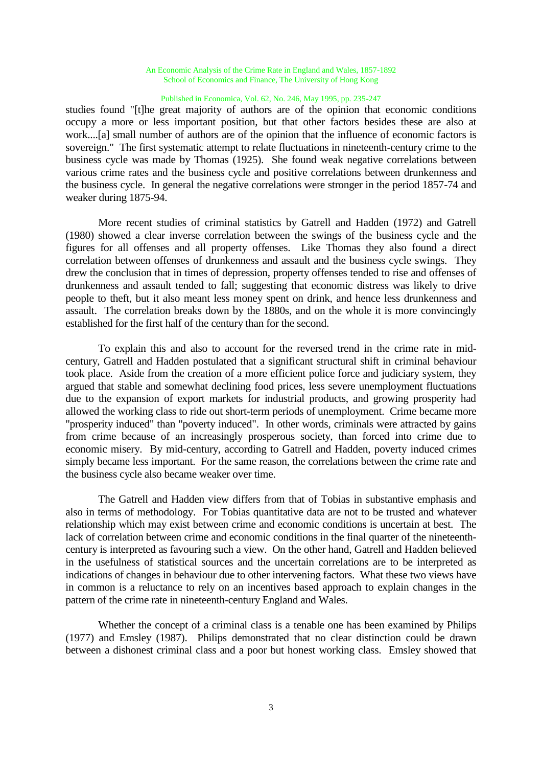studies found "[t]he great majority of authors are of the opinion that economic conditions occupy a more or less important position, but that other factors besides these are also at work....[a] small number of authors are of the opinion that the influence of economic factors is sovereign." The first systematic attempt to relate fluctuations in nineteenth-century crime to the business cycle was made by Thomas (1925). She found weak negative correlations between various crime rates and the business cycle and positive correlations between drunkenness and the business cycle. In general the negative correlations were stronger in the period 1857-74 and weaker during 1875-94.

More recent studies of criminal statistics by Gatrell and Hadden (1972) and Gatrell (1980) showed a clear inverse correlation between the swings of the business cycle and the figures for all offenses and all property offenses. Like Thomas they also found a direct correlation between offenses of drunkenness and assault and the business cycle swings. They drew the conclusion that in times of depression, property offenses tended to rise and offenses of drunkenness and assault tended to fall; suggesting that economic distress was likely to drive people to theft, but it also meant less money spent on drink, and hence less drunkenness and assault. The correlation breaks down by the 1880s, and on the whole it is more convincingly established for the first half of the century than for the second.

To explain this and also to account for the reversed trend in the crime rate in mid-century, Gatrell and Hadden postulated that a significant structural shift in criminal behaviour took place. Aside from the creation of a more efficient police force and judiciary system, they argued that stable and somewhat declining food prices, less severe unemployment fluctuations due to the expansion of export markets for industrial products, and growing prosperity had allowed the working class to ride out short-term periods of unemployment. Crime became more "prosperity induced" than "poverty induced". In other words, criminals were attracted by gains from crime because of an increasingly prosperous society, than forced into crime due to economic misery. By mid-century, according to Gatrell and Hadden, poverty induced crimes simply became less important. For the same reason, the correlations between the crime rate and the business cycle also became weaker over time.

The Gatrell and Hadden view differs from that of Tobias in substantive emphasis and also in terms of methodology. For Tobias quantitative data are not to be trusted and whatever relationship which may exist between crime and economic conditions is uncertain at best. The lack of correlation between crime and economic conditions in the final quarter of the nineteenth-century is interpreted as favouring such a view. On the other hand, Gatrell and Hadden believed in the usefulness of statistical sources and the uncertain correlations are to be interpreted as indications of changes in behaviour due to other intervening factors. What these two views have in common is a reluctance to rely on an incentives based approach to explain changes in the pattern of the crime rate in nineteenth-century England and Wales.

Whether the concept of a criminal class is a tenable one has been examined by Philips (1977) and Emsley (1987). Philips demonstrated that no clear distinction could be drawn between a dishonest criminal class and a poor but honest working class. Emsley showed that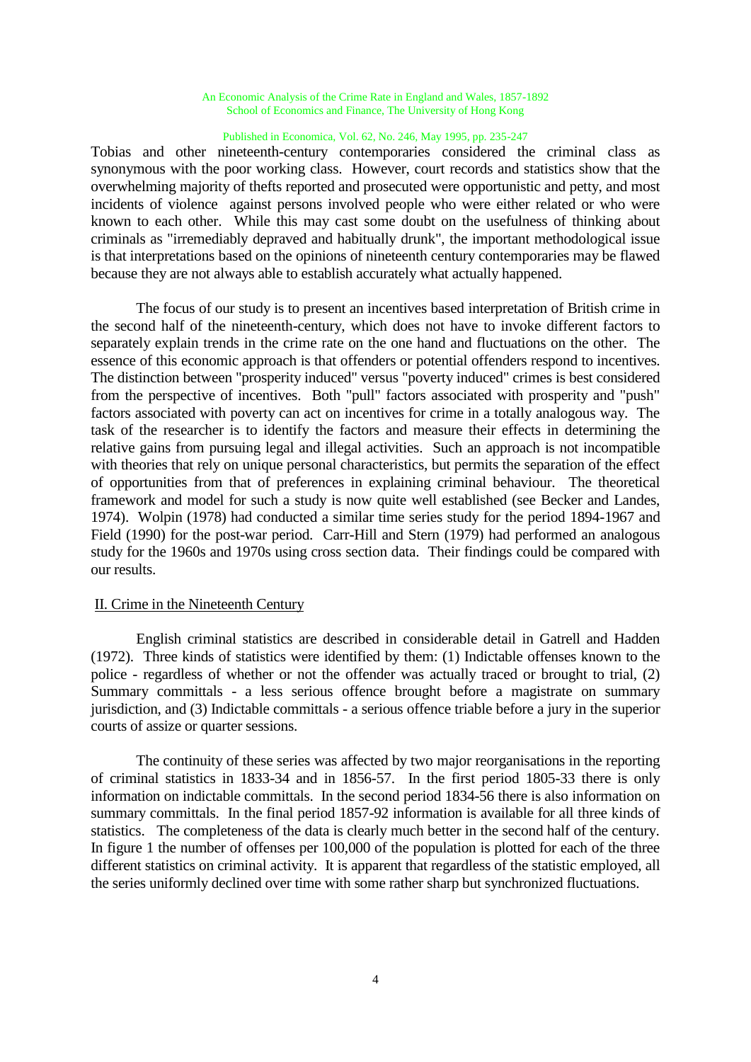Tobias and other nineteenth-century contemporaries considered the criminal class as synonymous with the poor working class. However, court records and statistics show that the overwhelming majority of thefts reported and prosecuted were opportunistic and petty, and most incidents of violence against persons involved people who were either related or who were known to each other. While this may cast some doubt on the usefulness of thinking about criminals as "irremediably depraved and habitually drunk", the important methodological issue is that interpretations based on the opinions of nineteenth century contemporaries may be flawed because they are not always able to establish accurately what actually happened.

The focus of our study is to present an incentives based interpretation of British crime in the second half of the nineteenth-century, which does not have to invoke different factors to separately explain trends in the crime rate on the one hand and fluctuations on the other. The essence of this economic approach is that offenders or potential offenders respond to incentives. The distinction between "prosperity induced" versus "poverty induced" crimes is best considered from the perspective of incentives. Both "pull" factors associated with prosperity and "push" factors associated with poverty can act on incentives for crime in a totally analogous way. The task of the researcher is to identify the factors and measure their effects in determining the relative gains from pursuing legal and illegal activities. Such an approach is not incompatible with theories that rely on unique personal characteristics, but permits the separation of the effect of opportunities from that of preferences in explaining criminal behaviour. The theoretical framework and model for such a study is now quite well established (see Becker and Landes, 1974). Wolpin (1978) had conducted a similar time series study for the period 1894-1967 and Field (1990) for the post-war period. Carr-Hill and Stern (1979) had performed an analogous study for the 1960s and 1970s using cross section data. Their findings could be compared with our results.

## II. Crime in the Nineteenth Century

English criminal statistics are described in considerable detail in Gatrell and Hadden (1972). Three kinds of statistics were identified by them: (1) Indictable offenses known to the police - regardless of whether or not the offender was actually traced or brought to trial, (2) Summary committals - a less serious offence brought before a magistrate on summary jurisdiction, and (3) Indictable committals - a serious offence triable before a jury in the superior courts of assize or quarter sessions.

The continuity of these series was affected by two major reorganisations in the reporting of criminal statistics in 1833-34 and in 1856-57. In the first period 1805-33 there is only information on indictable committals. In the second period 1834-56 there is also information on summary committals. In the final period 1857-92 information is available for all three kinds of statistics. The completeness of the data is clearly much better in the second half of the century. In figure 1 the number of offenses per 100,000 of the population is plotted for each of the three different statistics on criminal activity. It is apparent that regardless of the statistic employed, all the series uniformly declined over time with some rather sharp but synchronized fluctuations.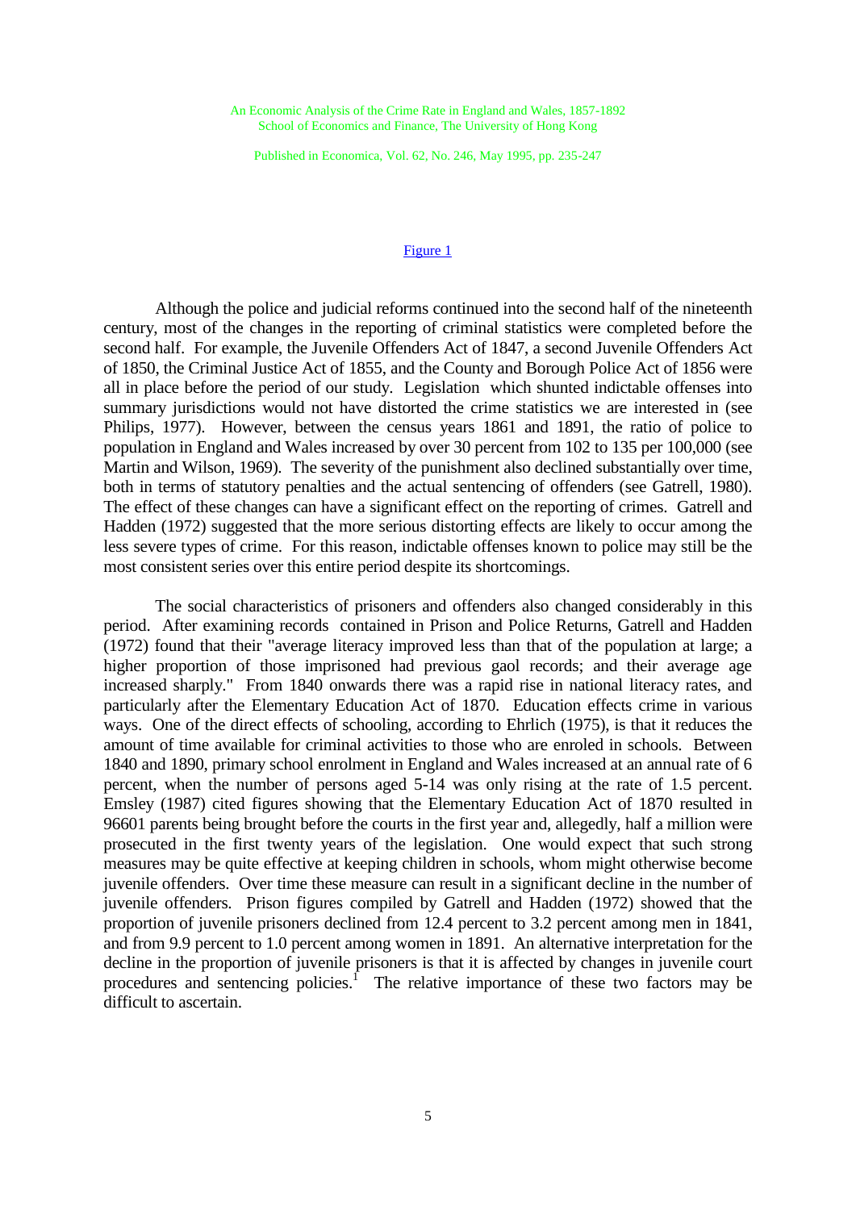Figure 1

Although the police and judicial reforms continued into the second half of the nineteenth century, most of the changes in the reporting of criminal statistics were completed before the second half. For example, the Juvenile Offenders Act of 1847, a second Juvenile Offenders Act of 1850, the Criminal Justice Act of 1855, and the County and Borough Police Act of 1856 were all in place before the period of our study. Legislation which shunted indictable offenses into summary jurisdictions would not have distorted the crime statistics we are interested in (see Philips, 1977). However, between the census years 1861 and 1891, the ratio of police to population in England and Wales increased by over 30 percent from 102 to 135 per 100,000 (see Martin and Wilson, 1969). The severity of the punishment also declined substantially over time, both in terms of statutory penalties and the actual sentencing of offenders (see Gatrell, 1980). The effect of these changes can have a significant effect on the reporting of crimes. Gatrell and Hadden (1972) suggested that the more serious distorting effects are likely to occur among the less severe types of crime. For this reason, indictable offenses known to police may still be the most consistent series over this entire period despite its shortcomings.

The social characteristics of prisoners and offenders also changed considerably in this period. After examining records contained in Prison and Police Returns, Gatrell and Hadden (1972) found that their "average literacy improved less than that of the population at large; a higher proportion of those imprisoned had previous gaol records; and their average age increased sharply." From 1840 onwards there was a rapid rise in national literacy rates, and particularly after the Elementary Education Act of 1870. Education effects crime in various ways. One of the direct effects of schooling, according to Ehrlich (1975), is that it reduces the amount of time available for criminal activities to those who are enroled in schools. Between 1840 and 1890, primary school enrolment in England and Wales increased at an annual rate of 6 percent, when the number of persons aged 5-14 was only rising at the rate of 1.5 percent. Emsley (1987) cited figures showing that the Elementary Education Act of 1870 resulted in 96601 parents being brought before the courts in the first year and, allegedly, half a million were prosecuted in the first twenty years of the legislation. One would expect that such strong measures may be quite effective at keeping children in schools, whom might otherwise become juvenile offenders. Over time these measure can result in a significant decline in the number of juvenile offenders. Prison figures compiled by Gatrell and Hadden (1972) showed that the proportion of juvenile prisoners declined from 12.4 percent to 3.2 percent among men in 1841, and from 9.9 percent to 1.0 percent among women in 1891. An alternative interpretation for the decline in the proportion of juvenile prisoners is that it is affected by changes in juvenile court procedures and sentencing policies.[1] The relative importance of these two factors may be difficult to ascertain.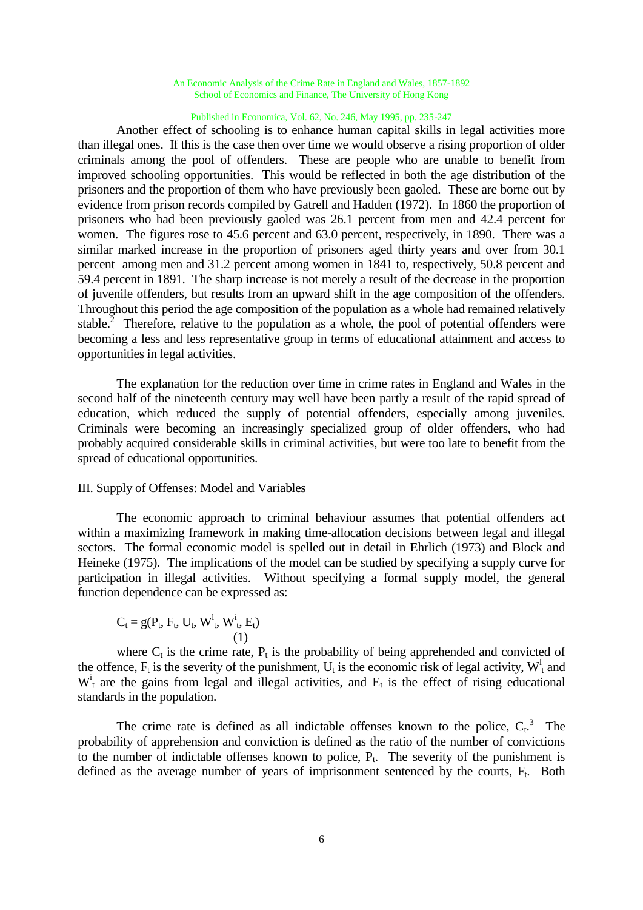Another effect of schooling is to enhance human capital skills in legal activities more than illegal ones. If this is the case then over time we would observe a rising proportion of older criminals among the pool of offenders. These are people who are unable to benefit from improved schooling opportunities. This would be reflected in both the age distribution of the prisoners and the proportion of them who have previously been gaoled. These are borne out by evidence from prison records compiled by Gatrell and Hadden (1972). In 1860 the proportion of prisoners who had been previously gaoled was 26.1 percent from men and 42.4 percent for women. The figures rose to 45.6 percent and 63.0 percent, respectively, in 1890. There was a similar marked increase in the proportion of prisoners aged thirty years and over from 30.1 percent among men and 31.2 percent among women in 1841 to, respectively, 50.8 percent and 59.4 percent in 1891. The sharp increase is not merely a result of the decrease in the proportion of juvenile offenders, but results from an upward shift in the age composition of the offenders. Throughout this period the age composition of the population as a whole had remained relatively stable.[2] Therefore, relative to the population as a whole, the pool of potential offenders were becoming a less and less representative group in terms of educational attainment and access to opportunities in legal activities.

The explanation for the reduction over time in crime rates in England and Wales in the second half of the nineteenth century may well have been partly a result of the rapid spread of education, which reduced the supply of potential offenders, especially among juveniles. Criminals were becoming an increasingly specialized group of older offenders, who had probably acquired considerable skills in criminal activities, but were too late to benefit from the spread of educational opportunities.

## III. Supply of Offenses: Model and Variables

The economic approach to criminal behaviour assumes that potential offenders act within a maximizing framework in making time-allocation decisions between legal and illegal sectors. The formal economic model is spelled out in detail in Ehrlich (1973) and Block and Heineke (1975). The implications of the model can be studied by specifying a supply curve for participation in illegal activities. Without specifying a formal supply model, the general function dependence can be expressed as:

$$C_t = g(P_t, F_t, U_t, W^l_t, W^i_t, E_t) \qquad (1)$$

where $C_t$ is the crime rate, $P_t$ is the probability of being apprehended and convicted of the offence, $F_t$ is the severity of the punishment, $U_t$ is the economic risk of legal activity, $W^l_t$ and $W^i_t$ are the gains from legal and illegal activities, and $E_t$ is the effect of rising educational standards in the population.

The crime rate is defined as all indictable offenses known to the police, $C_t$.[3] The probability of apprehension and conviction is defined as the ratio of the number of convictions to the number of indictable offenses known to police, $P_t$. The severity of the punishment is defined as the average number of years of imprisonment sentenced by the courts, $F_t$. Both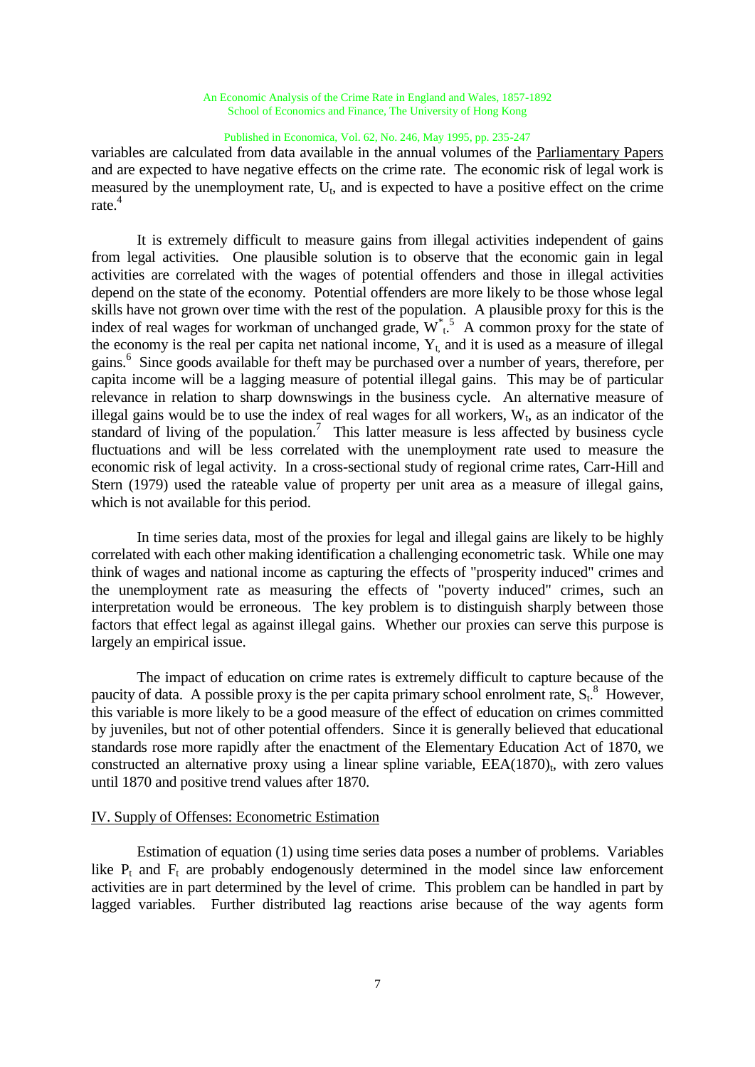variables are calculated from data available in the annual volumes of the Parliamentary Papers and are expected to have negative effects on the crime rate. The economic risk of legal work is measured by the unemployment rate, $U_t$, and is expected to have a positive effect on the crime rate.[4]

It is extremely difficult to measure gains from illegal activities independent of gains from legal activities. One plausible solution is to observe that the economic gain in legal activities are correlated with the wages of potential offenders and those in illegal activities depend on the state of the economy. Potential offenders are more likely to be those whose legal skills have not grown over time with the rest of the population. A plausible proxy for this is the index of real wages for workman of unchanged grade, $W^*_t$.[5] A common proxy for the state of the economy is the real per capita net national income, $Y_t$, and it is used as a measure of illegal gains.[6] Since goods available for theft may be purchased over a number of years, therefore, per capita income will be a lagging measure of potential illegal gains. This may be of particular relevance in relation to sharp downswings in the business cycle. An alternative measure of illegal gains would be to use the index of real wages for all workers, $W_t$, as an indicator of the standard of living of the population.[7] This latter measure is less affected by business cycle fluctuations and will be less correlated with the unemployment rate used to measure the economic risk of legal activity. In a cross-sectional study of regional crime rates, Carr-Hill and Stern (1979) used the rateable value of property per unit area as a measure of illegal gains, which is not available for this period.

In time series data, most of the proxies for legal and illegal gains are likely to be highly correlated with each other making identification a challenging econometric task. While one may think of wages and national income as capturing the effects of "prosperity induced" crimes and the unemployment rate as measuring the effects of "poverty induced" crimes, such an interpretation would be erroneous. The key problem is to distinguish sharply between those factors that effect legal as against illegal gains. Whether our proxies can serve this purpose is largely an empirical issue.

The impact of education on crime rates is extremely difficult to capture because of the paucity of data. A possible proxy is the per capita primary school enrolment rate, $S_t$.[8] However, this variable is more likely to be a good measure of the effect of education on crimes committed by juveniles, but not of other potential offenders. Since it is generally believed that educational standards rose more rapidly after the enactment of the Elementary Education Act of 1870, we constructed an alternative proxy using a linear spline variable, $EEA(1870)_t$, with zero values until 1870 and positive trend values after 1870.

## IV. Supply of Offenses: Econometric Estimation

Estimation of equation (1) using time series data poses a number of problems. Variables like $P_t$ and $F_t$ are probably endogenously determined in the model since law enforcement activities are in part determined by the level of crime. This problem can be handled in part by lagged variables. Further distributed lag reactions arise because of the way agents form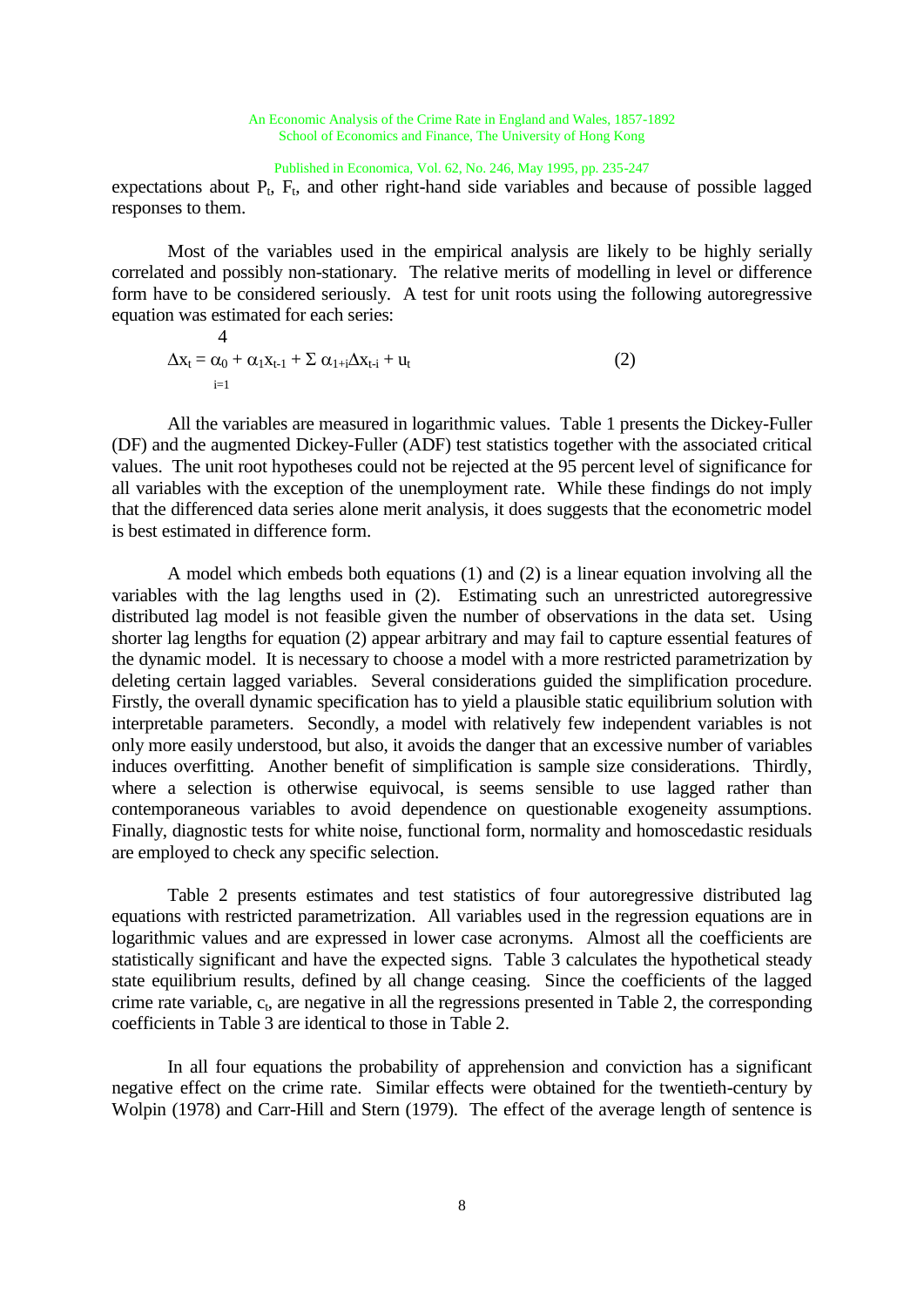expectations about $P_t$, $F_t$, and other right-hand side variables and because of possible lagged responses to them.

Most of the variables used in the empirical analysis are likely to be highly serially correlated and possibly non-stationary. The relative merits of modelling in level or difference form have to be considered seriously. A test for unit roots using the following autoregressive equation was estimated for each series:

$$\Delta x_t = \alpha_0 + \alpha_1 x_{t-1} + \sum_{i=1}^{4} \alpha_{1+i} \Delta x_{t-i} + u_t \tag{2}$$

All the variables are measured in logarithmic values. Table 1 presents the Dickey-Fuller (DF) and the augmented Dickey-Fuller (ADF) test statistics together with the associated critical values. The unit root hypotheses could not be rejected at the 95 percent level of significance for all variables with the exception of the unemployment rate. While these findings do not imply that the differenced data series alone merit analysis, it does suggests that the econometric model is best estimated in difference form.

A model which embeds both equations (1) and (2) is a linear equation involving all the variables with the lag lengths used in (2). Estimating such an unrestricted autoregressive distributed lag model is not feasible given the number of observations in the data set. Using shorter lag lengths for equation (2) appear arbitrary and may fail to capture essential features of the dynamic model. It is necessary to choose a model with a more restricted parametrization by deleting certain lagged variables. Several considerations guided the simplification procedure. Firstly, the overall dynamic specification has to yield a plausible static equilibrium solution with interpretable parameters. Secondly, a model with relatively few independent variables is not only more easily understood, but also, it avoids the danger that an excessive number of variables induces overfitting. Another benefit of simplification is sample size considerations. Thirdly, where a selection is otherwise equivocal, is seems sensible to use lagged rather than contemporaneous variables to avoid dependence on questionable exogeneity assumptions. Finally, diagnostic tests for white noise, functional form, normality and homoscedastic residuals are employed to check any specific selection.

Table 2 presents estimates and test statistics of four autoregressive distributed lag equations with restricted parametrization. All variables used in the regression equations are in logarithmic values and are expressed in lower case acronyms. Almost all the coefficients are statistically significant and have the expected signs. Table 3 calculates the hypothetical steady state equilibrium results, defined by all change ceasing. Since the coefficients of the lagged crime rate variable, $c_t$, are negative in all the regressions presented in Table 2, the corresponding coefficients in Table 3 are identical to those in Table 2.

In all four equations the probability of apprehension and conviction has a significant negative effect on the crime rate. Similar effects were obtained for the twentieth-century by Wolpin (1978) and Carr-Hill and Stern (1979). The effect of the average length of sentence is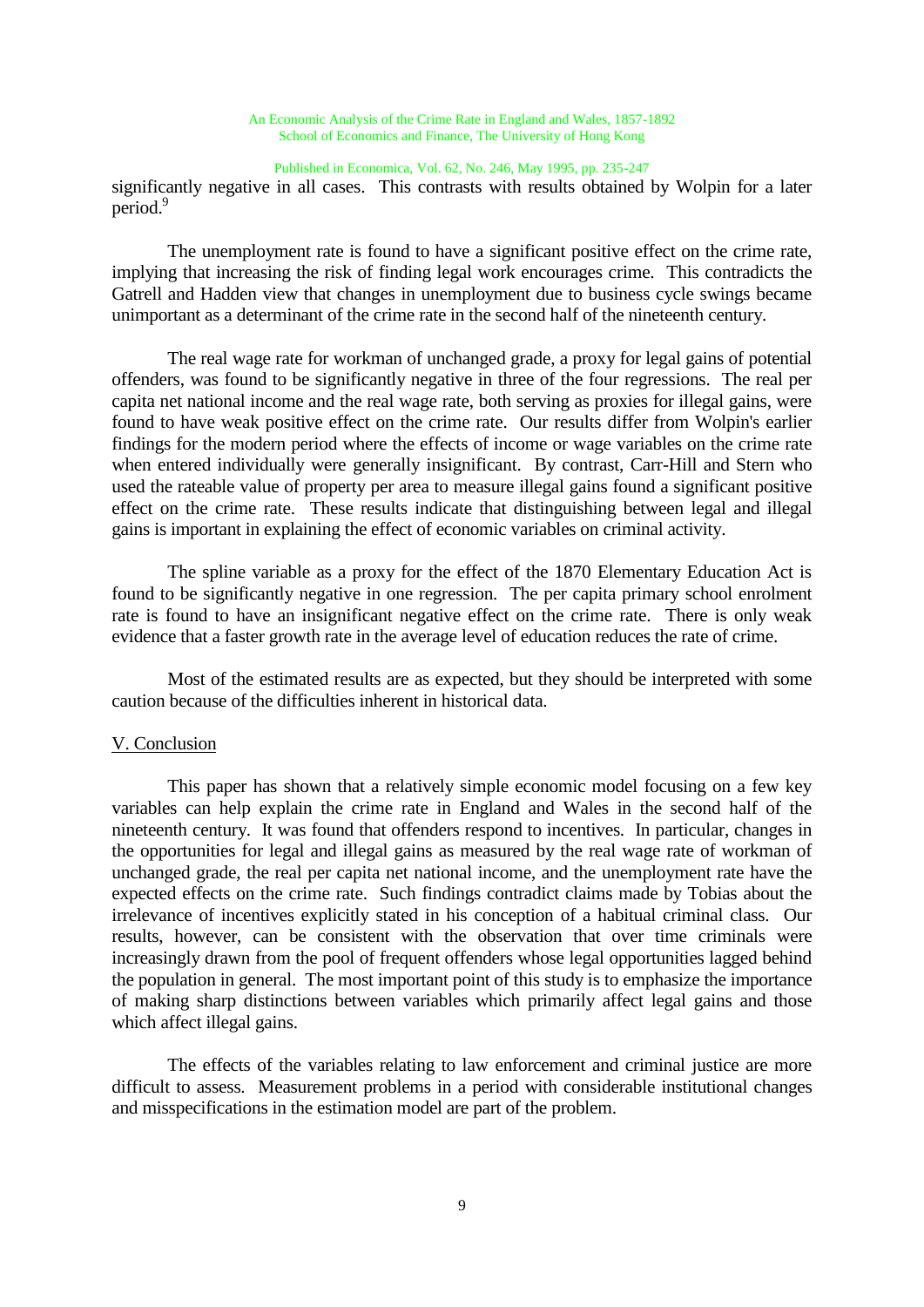significantly negative in all cases. This contrasts with results obtained by Wolpin for a later period.[9]

The unemployment rate is found to have a significant positive effect on the crime rate, implying that increasing the risk of finding legal work encourages crime. This contradicts the Gatrell and Hadden view that changes in unemployment due to business cycle swings became unimportant as a determinant of the crime rate in the second half of the nineteenth century.

The real wage rate for workman of unchanged grade, a proxy for legal gains of potential offenders, was found to be significantly negative in three of the four regressions. The real per capita net national income and the real wage rate, both serving as proxies for illegal gains, were found to have weak positive effect on the crime rate. Our results differ from Wolpin's earlier findings for the modern period where the effects of income or wage variables on the crime rate when entered individually were generally insignificant. By contrast, Carr-Hill and Stern who used the rateable value of property per area to measure illegal gains found a significant positive effect on the crime rate. These results indicate that distinguishing between legal and illegal gains is important in explaining the effect of economic variables on criminal activity.

The spline variable as a proxy for the effect of the 1870 Elementary Education Act is found to be significantly negative in one regression. The per capita primary school enrolment rate is found to have an insignificant negative effect on the crime rate. There is only weak evidence that a faster growth rate in the average level of education reduces the rate of crime.

Most of the estimated results are as expected, but they should be interpreted with some caution because of the difficulties inherent in historical data.

## V. Conclusion

This paper has shown that a relatively simple economic model focusing on a few key variables can help explain the crime rate in England and Wales in the second half of the nineteenth century. It was found that offenders respond to incentives. In particular, changes in the opportunities for legal and illegal gains as measured by the real wage rate of workman of unchanged grade, the real per capita net national income, and the unemployment rate have the expected effects on the crime rate. Such findings contradict claims made by Tobias about the irrelevance of incentives explicitly stated in his conception of a habitual criminal class. Our results, however, can be consistent with the observation that over time criminals were increasingly drawn from the pool of frequent offenders whose legal opportunities lagged behind the population in general. The most important point of this study is to emphasize the importance of making sharp distinctions between variables which primarily affect legal gains and those which affect illegal gains.

The effects of the variables relating to law enforcement and criminal justice are more difficult to assess. Measurement problems in a period with considerable institutional changes and misspecifications in the estimation model are part of the problem.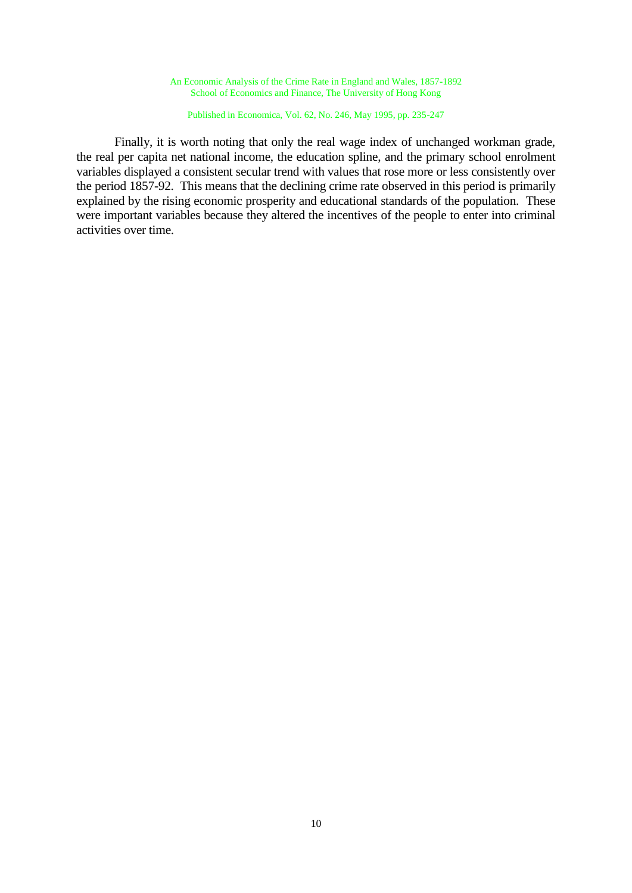Finally, it is worth noting that only the real wage index of unchanged workman grade, the real per capita net national income, the education spline, and the primary school enrolment variables displayed a consistent secular trend with values that rose more or less consistently over the period 1857-92. This means that the declining crime rate observed in this period is primarily explained by the rising economic prosperity and educational standards of the population. These were important variables because they altered the incentives of the people to enter into criminal activities over time.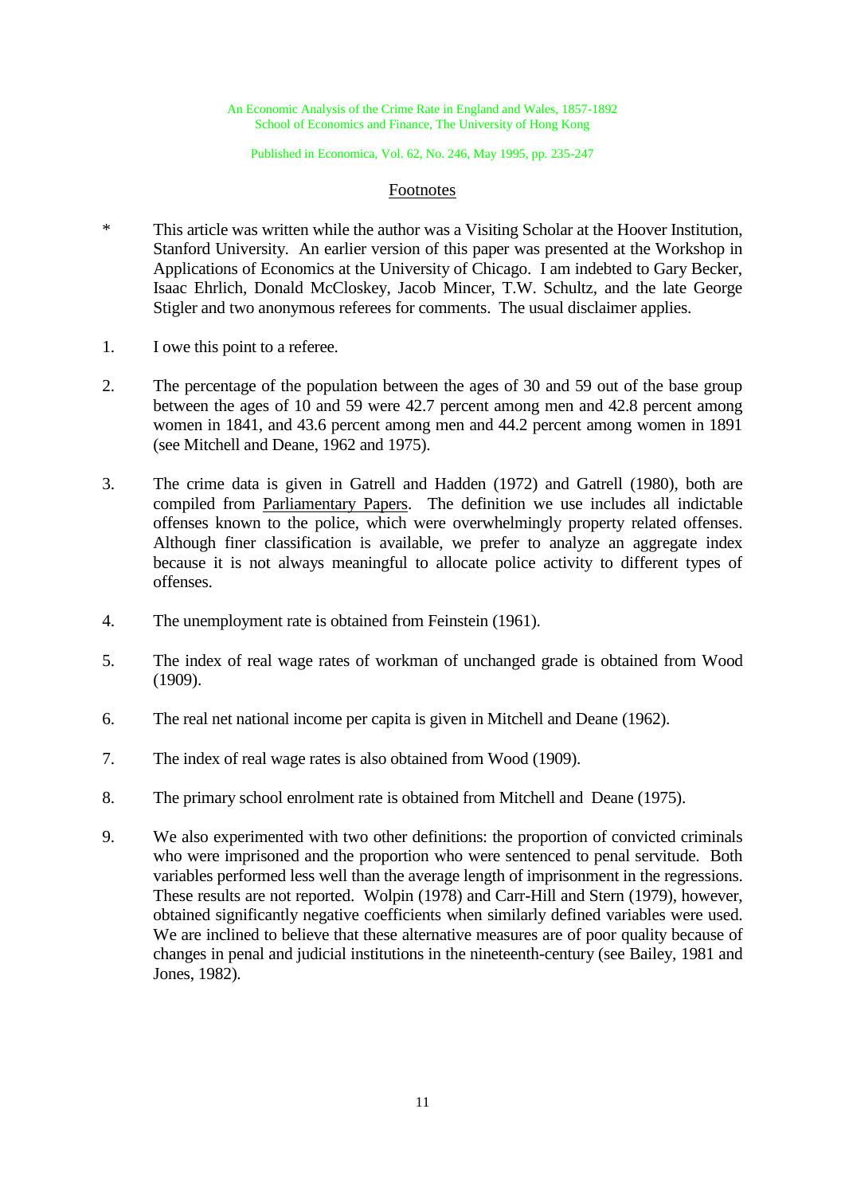## Footnotes

\* This article was written while the author was a Visiting Scholar at the Hoover Institution, Stanford University. An earlier version of this paper was presented at the Workshop in Applications of Economics at the University of Chicago. I am indebted to Gary Becker, Isaac Ehrlich, Donald McCloskey, Jacob Mincer, T.W. Schultz, and the late George Stigler and two anonymous referees for comments. The usual disclaimer applies.

1. I owe this point to a referee.

2. The percentage of the population between the ages of 30 and 59 out of the base group between the ages of 10 and 59 were 42.7 percent among men and 42.8 percent among women in 1841, and 43.6 percent among men and 44.2 percent among women in 1891 (see Mitchell and Deane, 1962 and 1975).

3. The crime data is given in Gatrell and Hadden (1972) and Gatrell (1980), both are compiled from Parliamentary Papers. The definition we use includes all indictable offenses known to the police, which were overwhelmingly property related offenses. Although finer classification is available, we prefer to analyze an aggregate index because it is not always meaningful to allocate police activity to different types of offenses.

4. The unemployment rate is obtained from Feinstein (1961).

5. The index of real wage rates of workman of unchanged grade is obtained from Wood (1909).

6. The real net national income per capita is given in Mitchell and Deane (1962).

7. The index of real wage rates is also obtained from Wood (1909).

8. The primary school enrolment rate is obtained from Mitchell and Deane (1975).

9. We also experimented with two other definitions: the proportion of convicted criminals who were imprisoned and the proportion who were sentenced to penal servitude. Both variables performed less well than the average length of imprisonment in the regressions. These results are not reported. Wolpin (1978) and Carr-Hill and Stern (1979), however, obtained significantly negative coefficients when similarly defined variables were used. We are inclined to believe that these alternative measures are of poor quality because of changes in penal and judicial institutions in the nineteenth-century (see Bailey, 1981 and Jones, 1982).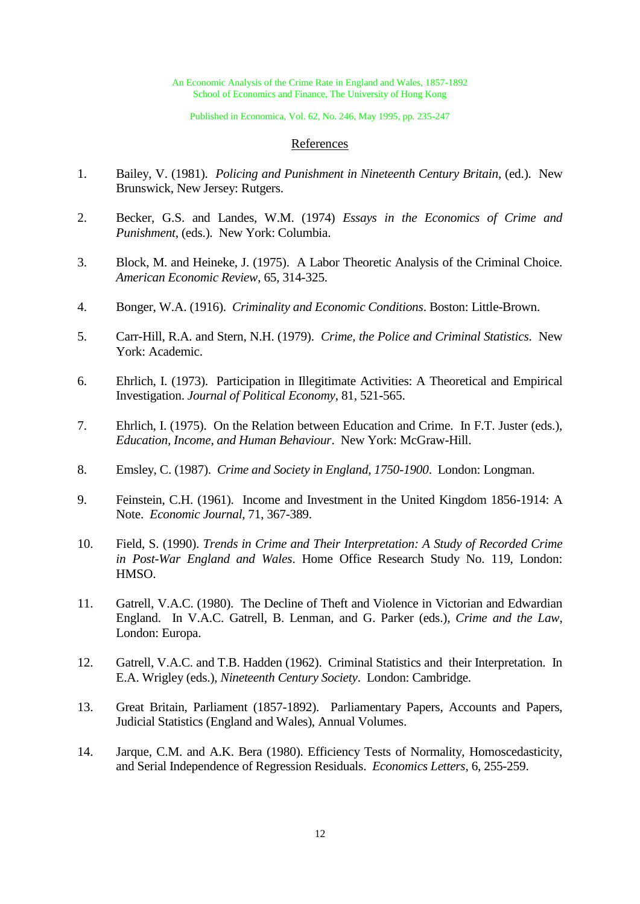## References

1. Bailey, V. (1981). *Policing and Punishment in Nineteenth Century Britain*, (ed.). New Brunswick, New Jersey: Rutgers.

2. Becker, G.S. and Landes, W.M. (1974) *Essays in the Economics of Crime and Punishment*, (eds.). New York: Columbia.

3. Block, M. and Heineke, J. (1975). A Labor Theoretic Analysis of the Criminal Choice. *American Economic Review*, 65, 314-325.

4. Bonger, W.A. (1916). *Criminality and Economic Conditions*. Boston: Little-Brown.

5. Carr-Hill, R.A. and Stern, N.H. (1979). *Crime, the Police and Criminal Statistics*. New York: Academic.

6. Ehrlich, I. (1973). Participation in Illegitimate Activities: A Theoretical and Empirical Investigation. *Journal of Political Economy*, 81, 521-565.

7. Ehrlich, I. (1975). On the Relation between Education and Crime. In F.T. Juster (eds.), *Education, Income, and Human Behaviour*. New York: McGraw-Hill.

8. Emsley, C. (1987). *Crime and Society in England, 1750-1900*. London: Longman.

9. Feinstein, C.H. (1961). Income and Investment in the United Kingdom 1856-1914: A Note. *Economic Journal*, 71, 367-389.

10. Field, S. (1990). *Trends in Crime and Their Interpretation: A Study of Recorded Crime in Post-War England and Wales*. Home Office Research Study No. 119, London: HMSO.

11. Gatrell, V.A.C. (1980). The Decline of Theft and Violence in Victorian and Edwardian England. In V.A.C. Gatrell, B. Lenman, and G. Parker (eds.), *Crime and the Law*, London: Europa.

12. Gatrell, V.A.C. and T.B. Hadden (1962). Criminal Statistics and their Interpretation. In E.A. Wrigley (eds.), *Nineteenth Century Society*. London: Cambridge.

13. Great Britain, Parliament (1857-1892). Parliamentary Papers, Accounts and Papers, Judicial Statistics (England and Wales), Annual Volumes.

14. Jarque, C.M. and A.K. Bera (1980). Efficiency Tests of Normality, Homoscedasticity, and Serial Independence of Regression Residuals. *Economics Letters*, 6, 255-259.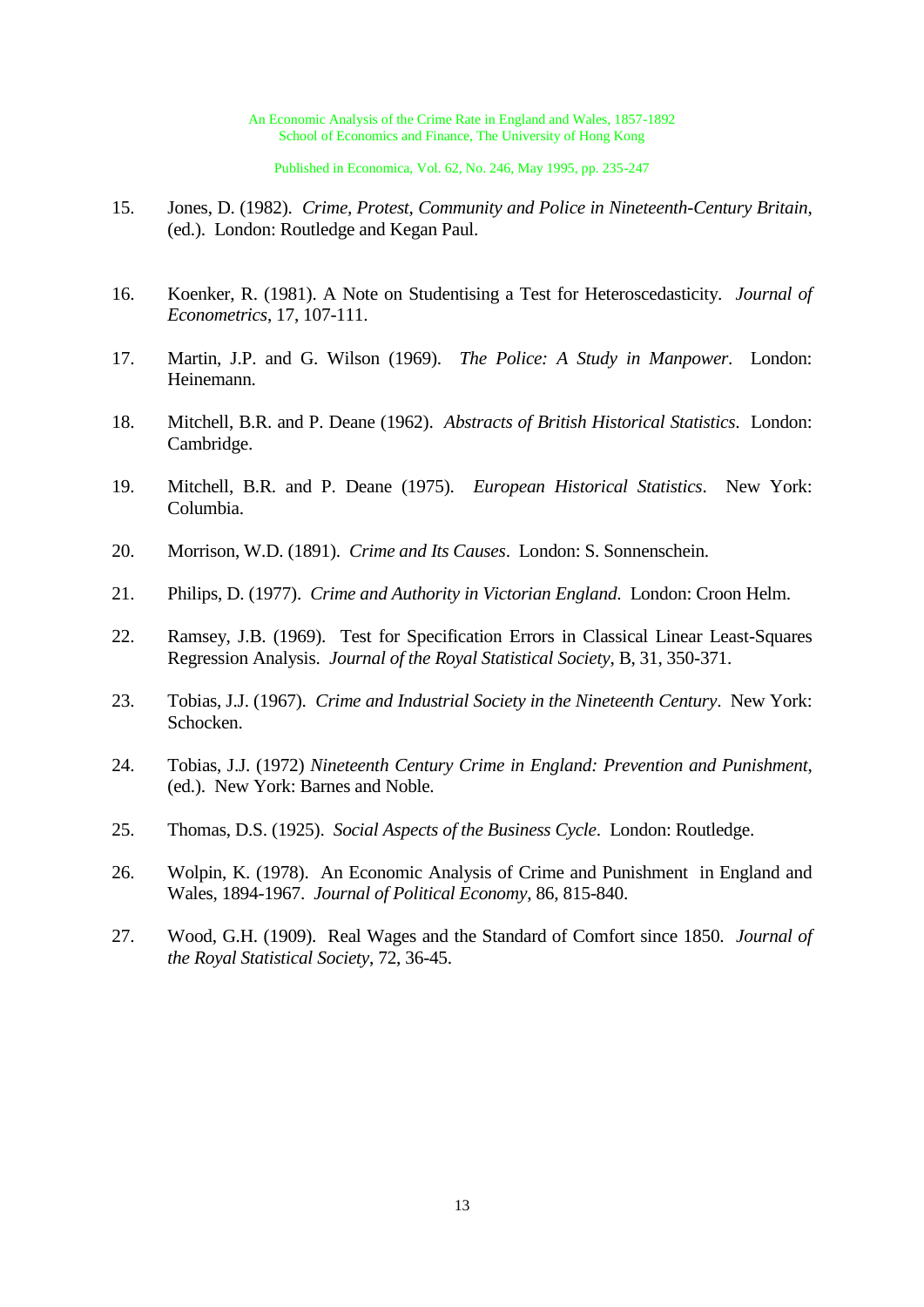15. Jones, D. (1982). *Crime, Protest, Community and Police in Nineteenth-Century Britain*, (ed.). London: Routledge and Kegan Paul.

16. Koenker, R. (1981). A Note on Studentising a Test for Heteroscedasticity. *Journal of Econometrics*, 17, 107-111.

17. Martin, J.P. and G. Wilson (1969). *The Police: A Study in Manpower*. London: Heinemann.

18. Mitchell, B.R. and P. Deane (1962). *Abstracts of British Historical Statistics*. London: Cambridge.

19. Mitchell, B.R. and P. Deane (1975). *European Historical Statistics*. New York: Columbia.

20. Morrison, W.D. (1891). *Crime and Its Causes*. London: S. Sonnenschein.

21. Philips, D. (1977). *Crime and Authority in Victorian England*. London: Croon Helm.

22. Ramsey, J.B. (1969). Test for Specification Errors in Classical Linear Least-Squares Regression Analysis. *Journal of the Royal Statistical Society*, B, 31, 350-371.

23. Tobias, J.J. (1967). *Crime and Industrial Society in the Nineteenth Century*. New York: Schocken.

24. Tobias, J.J. (1972) *Nineteenth Century Crime in England: Prevention and Punishment*, (ed.). New York: Barnes and Noble.

25. Thomas, D.S. (1925). *Social Aspects of the Business Cycle*. London: Routledge.

26. Wolpin, K. (1978). An Economic Analysis of Crime and Punishment in England and Wales, 1894-1967. *Journal of Political Economy*, 86, 815-840.

27. Wood, G.H. (1909). Real Wages and the Standard of Comfort since 1850. *Journal of the Royal Statistical Society*, 72, 36-45.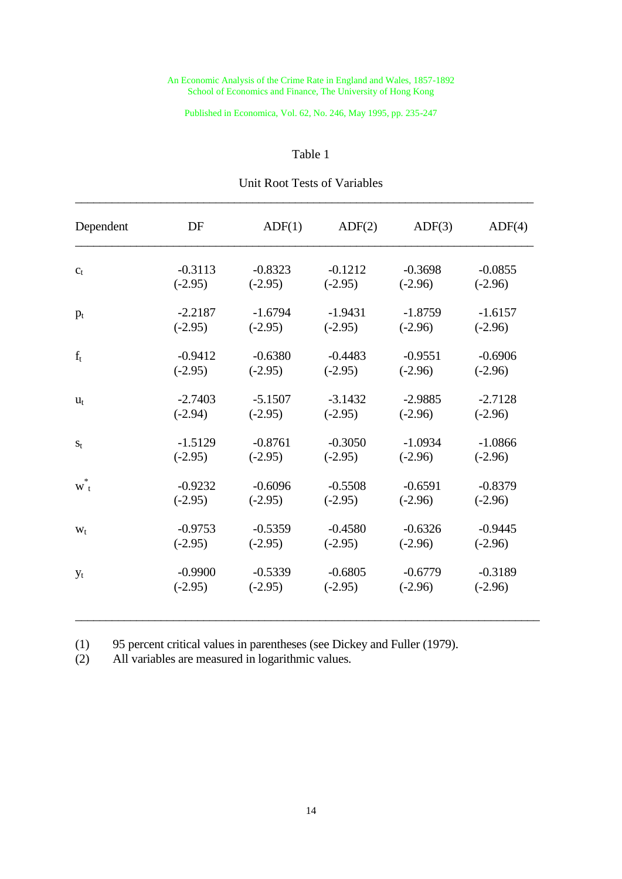Table 1

Unit Root Tests of Variables

| Dependent | DF | ADF(1) | ADF(2) | ADF(3) | ADF(4) |
|---|---|---|---|---|---|
| $c_t$ | -0.3113<br>(-2.95) | -0.8323<br>(-2.95) | -0.1212<br>(-2.95) | -0.3698<br>(-2.96) | -0.0855<br>(-2.96) |
| $p_t$ | -2.2187<br>(-2.95) | -1.6794<br>(-2.95) | -1.9431<br>(-2.95) | -1.8759<br>(-2.96) | -1.6157<br>(-2.96) |
| $f_t$ | -0.9412<br>(-2.95) | -0.6380<br>(-2.95) | -0.4483<br>(-2.95) | -0.9551<br>(-2.96) | -0.6906<br>(-2.96) |
| $u_t$ | -2.7403<br>(-2.94) | -5.1507<br>(-2.95) | -3.1432<br>(-2.95) | -2.9885<br>(-2.96) | -2.7128<br>(-2.96) |
| $s_t$ | -1.5129<br>(-2.95) | -0.8761<br>(-2.95) | -0.3050<br>(-2.95) | -1.0934<br>(-2.96) | -1.0866<br>(-2.96) |
| $w^*_t$ | -0.9232<br>(-2.95) | -0.6096<br>(-2.95) | -0.5508<br>(-2.95) | -0.6591<br>(-2.96) | -0.8379<br>(-2.96) |
| $w_t$ | -0.9753<br>(-2.95) | -0.5359<br>(-2.95) | -0.4580<br>(-2.95) | -0.6326<br>(-2.96) | -0.9445<br>(-2.96) |
| $y_t$ | -0.9900<br>(-2.95) | -0.5339<br>(-2.95) | -0.6805<br>(-2.95) | -0.6779<br>(-2.96) | -0.3189<br>(-2.96) |

(1) 95 percent critical values in parentheses (see Dickey and Fuller (1979).

(2) All variables are measured in logarithmic values.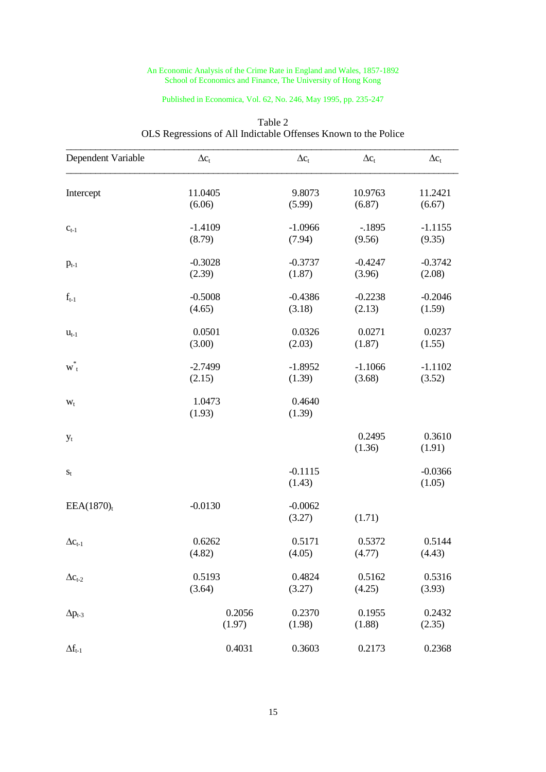Table 2
OLS Regressions of All Indictable Offenses Known to the Police

| Dependent Variable | $\Delta c_t$ | $\Delta c_t$ | $\Delta c_t$ | $\Delta c_t$ |
|---|---|---|---|---|
| Intercept | 11.0405 | 9.8073 | 10.9763 | 11.2421 |
| | (6.06) | (5.99) | (6.87) | (6.67) |
| $c_{t-1}$ | -1.4109 | -1.0966 | -.1895 | -1.1155 |
| | (8.79) | (7.94) | (9.56) | (9.35) |
| $p_{t-1}$ | -0.3028 | -0.3737 | -0.4247 | -0.3742 |
| | (2.39) | (1.87) | (3.96) | (2.08) |
| $f_{t-1}$ | -0.5008 | -0.4386 | -0.2238 | -0.2046 |
| | (4.65) | (3.18) | (2.13) | (1.59) |
| $u_{t-1}$ | 0.0501 | 0.0326 | 0.0271 | 0.0237 |
| | (3.00) | (2.03) | (1.87) | (1.55) |
| $w^*_t$ | -2.7499 | -1.8952 | -1.1066 | -1.1102 |
| | (2.15) | (1.39) | (3.68) | (3.52) |
| $w_t$ | 1.0473 | 0.4640 | | |
| | (1.93) | (1.39) | | |
| $y_t$ | | | 0.2495 | 0.3610 |
| | | | (1.36) | (1.91) |
| $s_t$ | | -0.1115 | | -0.0366 |
| | | (1.43) | | (1.05) |
| $EEA(1870)_t$ | -0.0130 | -0.0062 | | |
| | | (3.27) | (1.71) | |
| $\Delta c_{t-1}$ | 0.6262 | 0.5171 | 0.5372 | 0.5144 |
| | (4.82) | (4.05) | (4.77) | (4.43) |
| $\Delta c_{t-2}$ | 0.5193 | 0.4824 | 0.5162 | 0.5316 |
| | (3.64) | (3.27) | (4.25) | (3.93) |
| $\Delta p_{t-3}$ | 0.2056 | 0.2370 | 0.1955 | 0.2432 |
| | (1.97) | (1.98) | (1.88) | (2.35) |
| $\Delta f_{t-1}$ | 0.4031 | 0.3603 | 0.2173 | 0.2368 |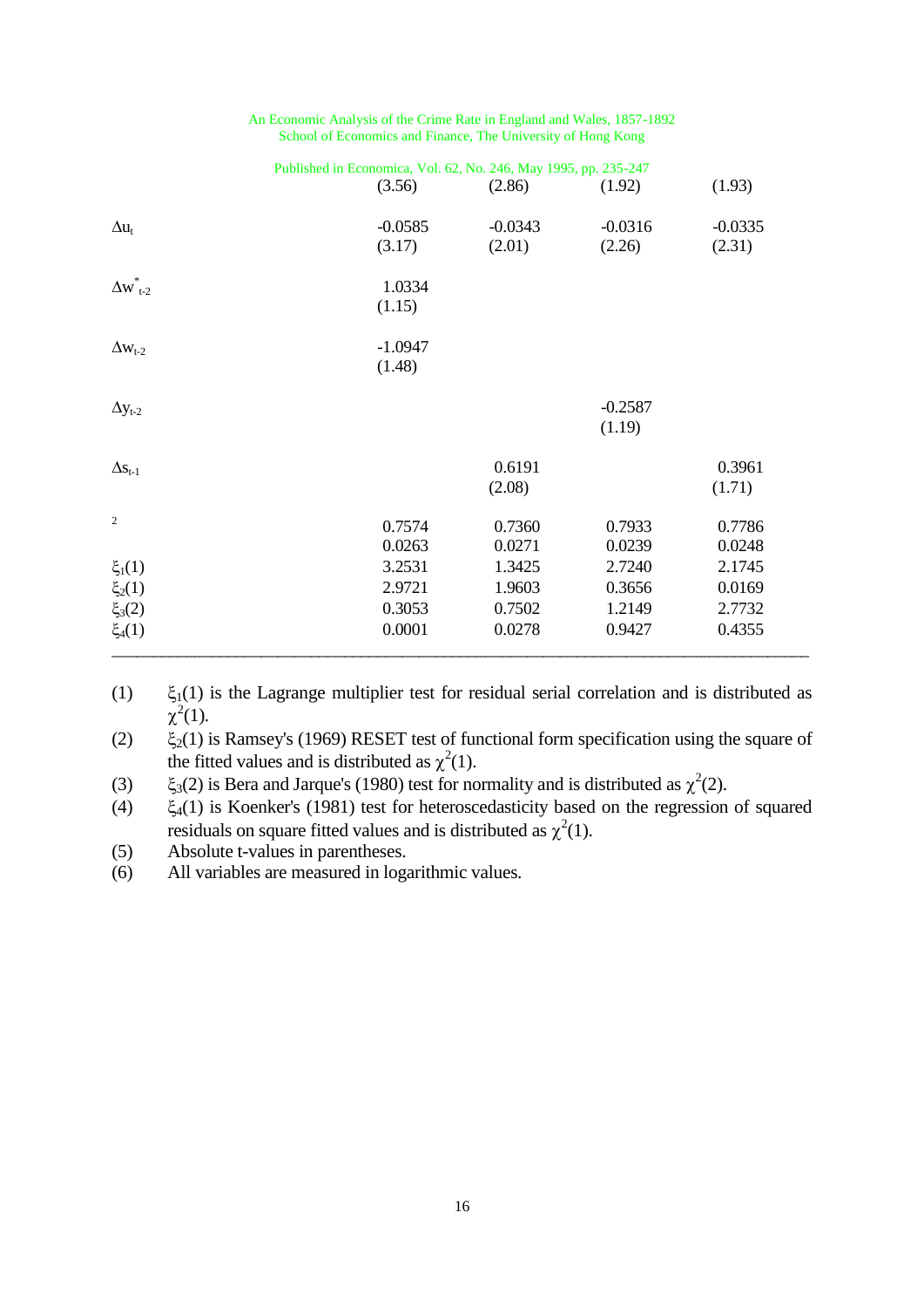| | | | | |
|---|---|---|---|---|
| | (3.56) | (2.86) | (1.92) | (1.93) |
| $\Delta u_t$ | -0.0585 | -0.0343 | -0.0316 | -0.0335 |
| | (3.17) | (2.01) | (2.26) | (2.31) |
| $\Delta w^*_{t-2}$ | 1.0334 | | | |
| | (1.15) | | | |
| $\Delta w_{t-2}$ | -1.0947 | | | |
| | (1.48) | | | |
| $\Delta y_{t-2}$ | | | -0.2587 | |
| | | | (1.19) | |
| $\Delta s_{t-1}$ | | 0.6191 | | 0.3961 |
| | | (2.08) | | (1.71) |
| $^2$ | 0.7574 | 0.7360 | 0.7933 | 0.7786 |
| | 0.0263 | 0.0271 | 0.0239 | 0.0248 |
| $\xi_1(1)$ | 3.2531 | 1.3425 | 2.7240 | 2.1745 |
| $\xi_2(1)$ | 2.9721 | 1.9603 | 0.3656 | 0.0169 |
| $\xi_3(2)$ | 0.3053 | 0.7502 | 1.2149 | 2.7732 |
| $\xi_4(1)$ | 0.0001 | 0.0278 | 0.9427 | 0.4355 |

(1) $\xi_1(1)$ is the Lagrange multiplier test for residual serial correlation and is distributed as $\chi^2(1)$.

(2) $\xi_2(1)$ is Ramsey's (1969) RESET test of functional form specification using the square of the fitted values and is distributed as $\chi^2(1)$.

(3) $\xi_3(2)$ is Bera and Jarque's (1980) test for normality and is distributed as $\chi^2(2)$.

(4) $\xi_4(1)$ is Koenker's (1981) test for heteroscedasticity based on the regression of squared residuals on square fitted values and is distributed as $\chi^2(1)$.

(5) Absolute t-values in parentheses.

(6) All variables are measured in logarithmic values.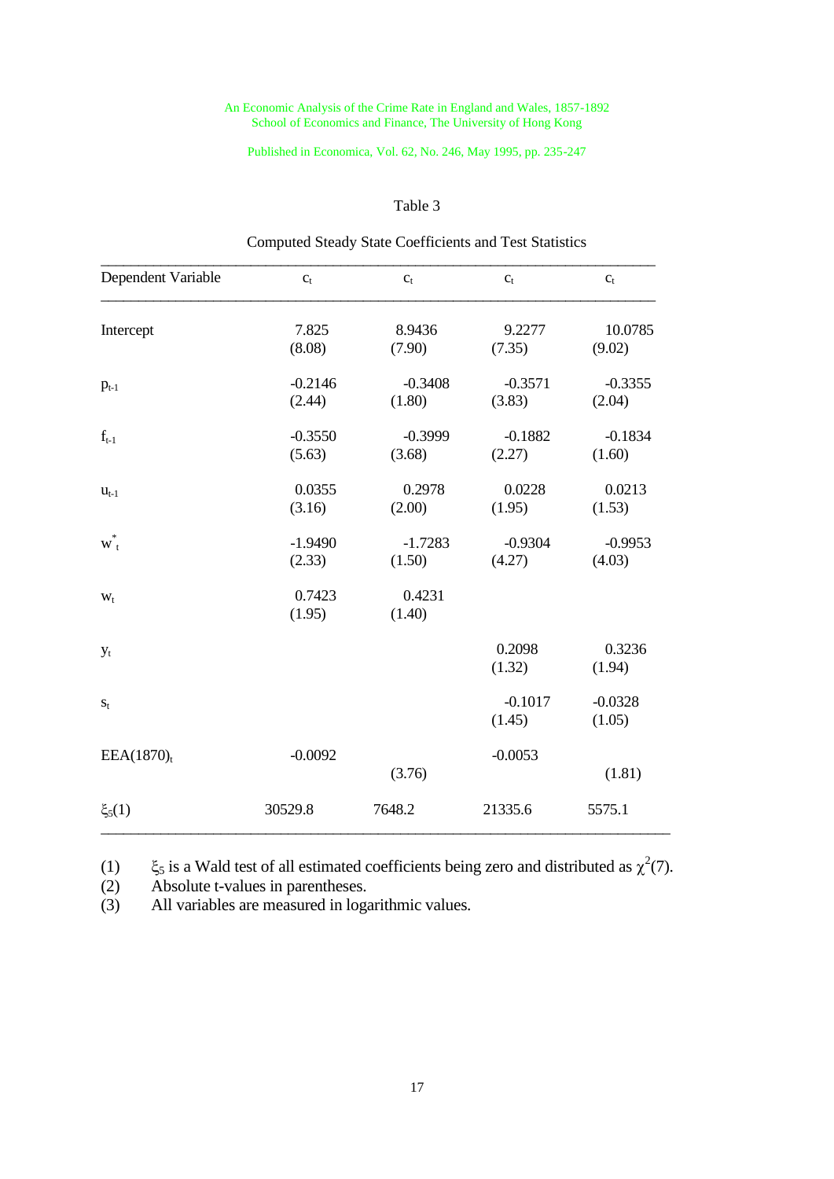Table 3

Computed Steady State Coefficients and Test Statistics

| Dependent Variable | $c_t$ | $c_t$ | $c_t$ | $c_t$ |
|---|---|---|---|---|
| Intercept | 7.825 | 8.9436 | 9.2277 | 10.0785 |
| | (8.08) | (7.90) | (7.35) | (9.02) |
| $p_{t-1}$ | -0.2146 | -0.3408 | -0.3571 | -0.3355 |
| | (2.44) | (1.80) | (3.83) | (2.04) |
| $f_{t-1}$ | -0.3550 | -0.3999 | -0.1882 | -0.1834 |
| | (5.63) | (3.68) | (2.27) | (1.60) |
| $u_{t-1}$ | 0.0355 | 0.2978 | 0.0228 | 0.0213 |
| | (3.16) | (2.00) | (1.95) | (1.53) |
| $w^*_t$ | -1.9490 | -1.7283 | -0.9304 | -0.9953 |
| | (2.33) | (1.50) | (4.27) | (4.03) |
| $w_t$ | 0.7423 | 0.4231 | | |
| | (1.95) | (1.40) | | |
| $y_t$ | | | 0.2098 | 0.3236 |
| | | | (1.32) | (1.94) |
| $s_t$ | | | -0.1017 | -0.0328 |
| | | | (1.45) | (1.05) |
| EEA(1870)$_t$ | -0.0092 | | -0.0053 | |
| | | (3.76) | | (1.81) |
| $\xi_5(1)$ | 30529.8 | 7648.2 | 21335.6 | 5575.1 |

(1) $\xi_5$ is a Wald test of all estimated coefficients being zero and distributed as $\chi^2(7)$.
(2) Absolute t-values in parentheses.
(3) All variables are measured in logarithmic values.